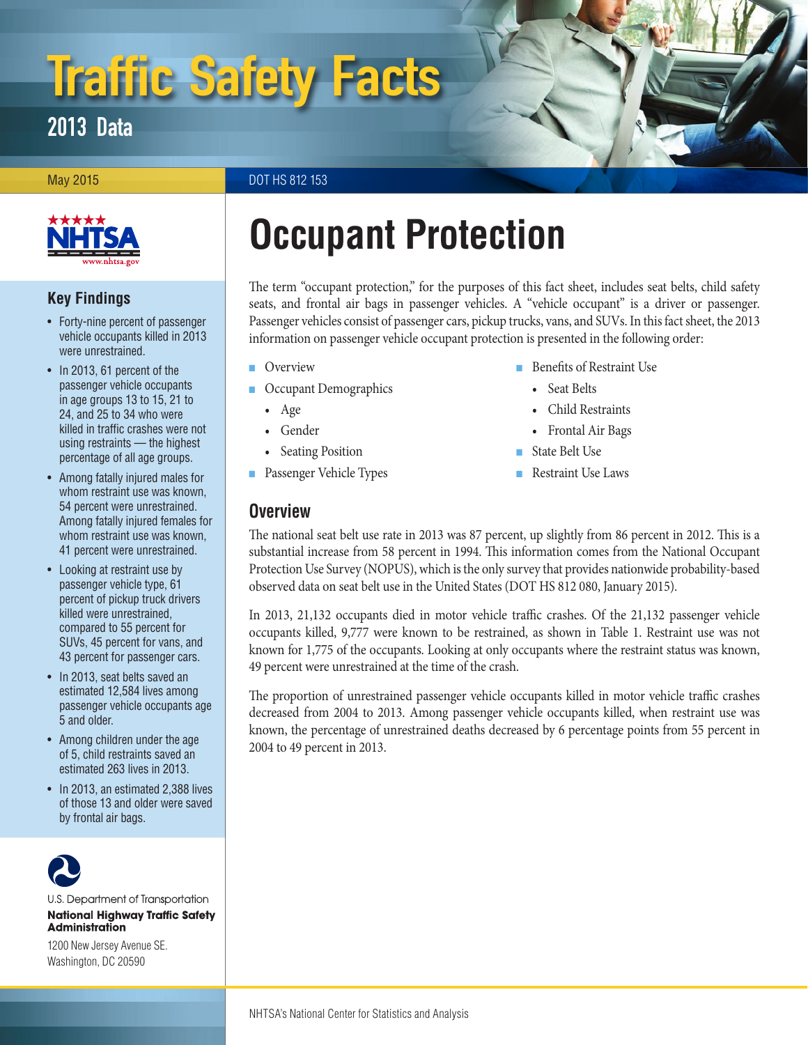# Traffic Safety Facts

## 2013 Data

May 2015

DOT HS 812 153

## Key Findings

- Forty-nine percent of passenger vehicle occupants killed in 2013 were unrestrained.
- In 2013, 61 percent of the passenger vehicle occupants in age groups 13 to 15, 21 to 24, and 25 to 34 who were killed in traffic crashes were not using restraints — the highest percentage of all age groups.
- Among fatally injured males for whom restraint use was known, 54 percent were unrestrained. Among fatally injured females for whom restraint use was known, 41 percent were unrestrained.
- Looking at restraint use by passenger vehicle type, 61 percent of pickup truck drivers killed were unrestrained, compared to 55 percent for SUVs, 45 percent for vans, and 43 percent for passenger cars.
- In 2013, seat belts saved an estimated 12,584 lives among passenger vehicle occupants age 5 and older.
- Among children under the age of 5, child restraints saved an estimated 263 lives in 2013.
- In 2013, an estimated 2,388 lives of those 13 and older were saved by frontal air bags.

U.S. Department of Transportation
**National Highway Traffic Safety Administration**
1200 New Jersey Avenue SE.
Washington, DC 20590

# Occupant Protection

The term "occupant protection," for the purposes of this fact sheet, includes seat belts, child safety seats, and frontal air bags in passenger vehicles. A "vehicle occupant" is a driver or passenger. Passenger vehicles consist of passenger cars, pickup trucks, vans, and SUVs. In this fact sheet, the 2013 information on passenger vehicle occupant protection is presented in the following order:

- Overview
- Occupant Demographics
  - Age
  - Gender
  - Seating Position
- Passenger Vehicle Types
- Benefits of Restraint Use
  - Seat Belts
  - Child Restraints
  - Frontal Air Bags
- State Belt Use
- Restraint Use Laws

## Overview

The national seat belt use rate in 2013 was 87 percent, up slightly from 86 percent in 2012. This is a substantial increase from 58 percent in 1994. This information comes from the National Occupant Protection Use Survey (NOPUS), which is the only survey that provides nationwide probability-based observed data on seat belt use in the United States (DOT HS 812 080, January 2015).

In 2013, 21,132 occupants died in motor vehicle traffic crashes. Of the 21,132 passenger vehicle occupants killed, 9,777 were known to be restrained, as shown in Table 1. Restraint use was not known for 1,775 of the occupants. Looking at only occupants where the restraint status was known, 49 percent were unrestrained at the time of the crash.

The proportion of unrestrained passenger vehicle occupants killed in motor vehicle traffic crashes decreased from 2004 to 2013. Among passenger vehicle occupants killed, when restraint use was known, the percentage of unrestrained deaths decreased by 6 percentage points from 55 percent in 2004 to 49 percent in 2013.

NHTSA's National Center for Statistics and Analysis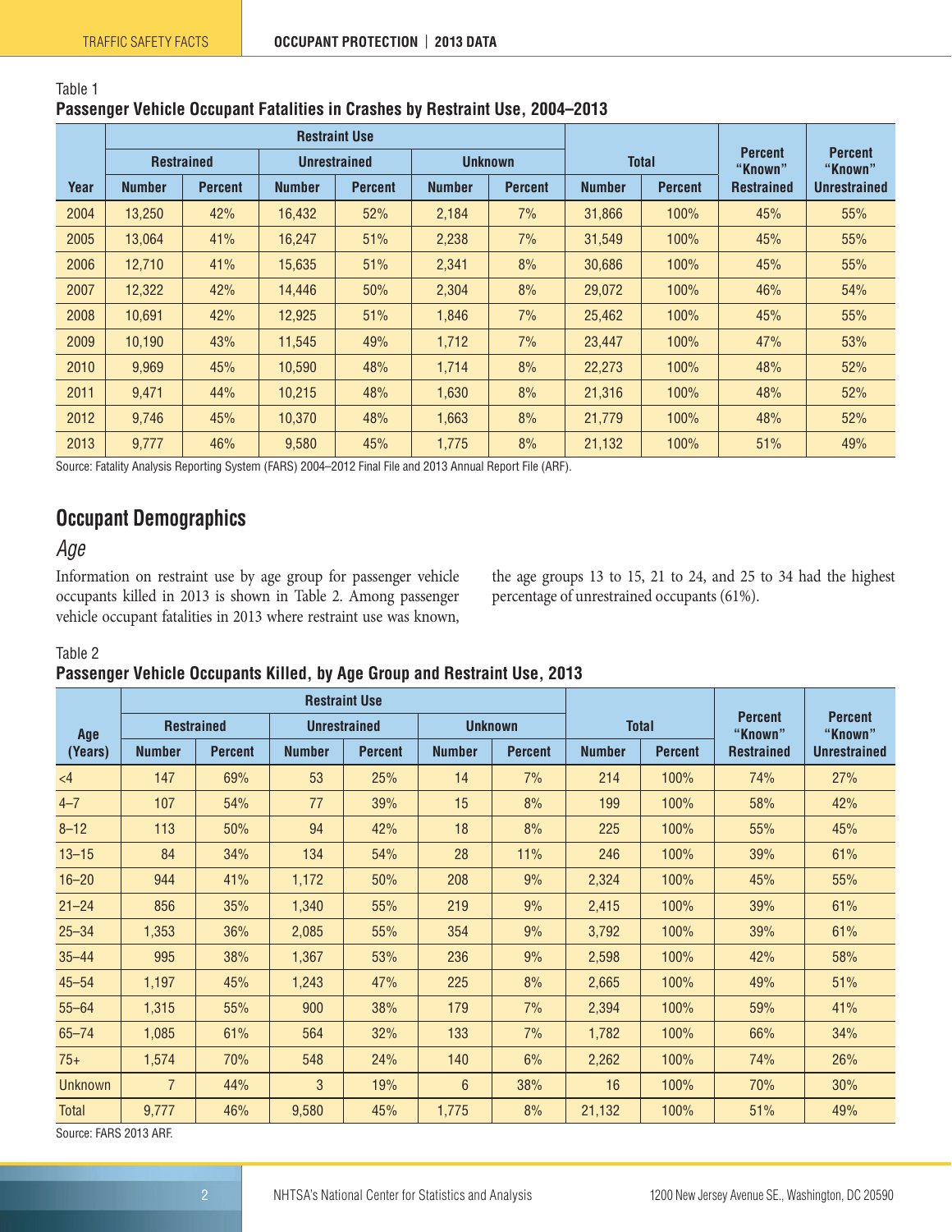Table 1
**Passenger Vehicle Occupant Fatalities in Crashes by Restraint Use, 2004–2013**

| Year | Restraint Use | | | | | | Total | | Percent "Known" Restrained | Percent "Known" Unrestrained |
|---|---|---|---|---|---|---|---|---|---|---|
| | Restrained | | Unrestrained | | Unknown | | | | | |
| | Number | Percent | Number | Percent | Number | Percent | Number | Percent | | |
| 2004 | 13,250 | 42% | 16,432 | 52% | 2,184 | 7% | 31,866 | 100% | 45% | 55% |
| 2005 | 13,064 | 41% | 16,247 | 51% | 2,238 | 7% | 31,549 | 100% | 45% | 55% |
| 2006 | 12,710 | 41% | 15,635 | 51% | 2,341 | 8% | 30,686 | 100% | 45% | 55% |
| 2007 | 12,322 | 42% | 14,446 | 50% | 2,304 | 8% | 29,072 | 100% | 46% | 54% |
| 2008 | 10,691 | 42% | 12,925 | 51% | 1,846 | 7% | 25,462 | 100% | 45% | 55% |
| 2009 | 10,190 | 43% | 11,545 | 49% | 1,712 | 7% | 23,447 | 100% | 47% | 53% |
| 2010 | 9,969 | 45% | 10,590 | 48% | 1,714 | 8% | 22,273 | 100% | 48% | 52% |
| 2011 | 9,471 | 44% | 10,215 | 48% | 1,630 | 8% | 21,316 | 100% | 48% | 52% |
| 2012 | 9,746 | 45% | 10,370 | 48% | 1,663 | 8% | 21,779 | 100% | 48% | 52% |
| 2013 | 9,777 | 46% | 9,580 | 45% | 1,775 | 8% | 21,132 | 100% | 51% | 49% |

Source: Fatality Analysis Reporting System (FARS) 2004–2012 Final File and 2013 Annual Report File (ARF).

## Occupant Demographics

### *Age*

Information on restraint use by age group for passenger vehicle occupants killed in 2013 is shown in Table 2. Among passenger vehicle occupant fatalities in 2013 where restraint use was known, the age groups 13 to 15, 21 to 24, and 25 to 34 had the highest percentage of unrestrained occupants (61%).

Table 2
**Passenger Vehicle Occupants Killed, by Age Group and Restraint Use, 2013**

| Age (Years) | Restraint Use | | | | | | Total | | Percent "Known" Restrained | Percent "Known" Unrestrained |
|---|---|---|---|---|---|---|---|---|---|---|
| | Restrained | | Unrestrained | | Unknown | | | | | |
| | Number | Percent | Number | Percent | Number | Percent | Number | Percent | | |
| <4 | 147 | 69% | 53 | 25% | 14 | 7% | 214 | 100% | 74% | 27% |
| 4–7 | 107 | 54% | 77 | 39% | 15 | 8% | 199 | 100% | 58% | 42% |
| 8–12 | 113 | 50% | 94 | 42% | 18 | 8% | 225 | 100% | 55% | 45% |
| 13–15 | 84 | 34% | 134 | 54% | 28 | 11% | 246 | 100% | 39% | 61% |
| 16–20 | 944 | 41% | 1,172 | 50% | 208 | 9% | 2,324 | 100% | 45% | 55% |
| 21–24 | 856 | 35% | 1,340 | 55% | 219 | 9% | 2,415 | 100% | 39% | 61% |
| 25–34 | 1,353 | 36% | 2,085 | 55% | 354 | 9% | 3,792 | 100% | 39% | 61% |
| 35–44 | 995 | 38% | 1,367 | 53% | 236 | 9% | 2,598 | 100% | 42% | 58% |
| 45–54 | 1,197 | 45% | 1,243 | 47% | 225 | 8% | 2,665 | 100% | 49% | 51% |
| 55–64 | 1,315 | 55% | 900 | 38% | 179 | 7% | 2,394 | 100% | 59% | 41% |
| 65–74 | 1,085 | 61% | 564 | 32% | 133 | 7% | 1,782 | 100% | 66% | 34% |
| 75+ | 1,574 | 70% | 548 | 24% | 140 | 6% | 2,262 | 100% | 74% | 26% |
| Unknown | 7 | 44% | 3 | 19% | 6 | 38% | 16 | 100% | 70% | 30% |
| Total | 9,777 | 46% | 9,580 | 45% | 1,775 | 8% | 21,132 | 100% | 51% | 49% |

Source: FARS 2013 ARF.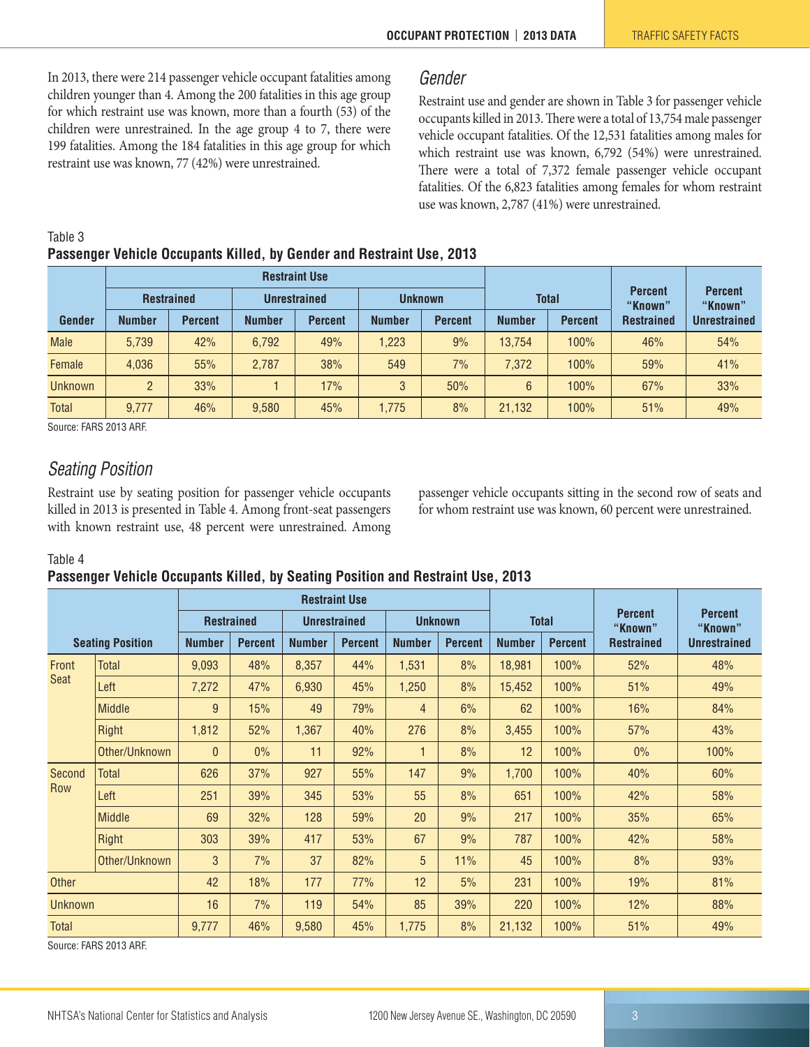In 2013, there were 214 passenger vehicle occupant fatalities among children younger than 4. Among the 200 fatalities in this age group for which restraint use was known, more than a fourth (53) of the children were unrestrained. In the age group 4 to 7, there were 199 fatalities. Among the 184 fatalities in this age group for which restraint use was known, 77 (42%) were unrestrained.

## *Gender*

Restraint use and gender are shown in Table 3 for passenger vehicle occupants killed in 2013. There were a total of 13,754 male passenger vehicle occupant fatalities. Of the 12,531 fatalities among males for which restraint use was known, 6,792 (54%) were unrestrained. There were a total of 7,372 female passenger vehicle occupant fatalities. Of the 6,823 fatalities among females for whom restraint use was known, 2,787 (41%) were unrestrained.

Table 3
**Passenger Vehicle Occupants Killed, by Gender and Restraint Use, 2013**

| | Restraint Use | | | | | | | | | |
|---|---|---|---|---|---|---|---|---|---|---|
| | Restrained | | Unrestrained | | Unknown | | Total | | Percent "Known" | Percent "Known" |
| Gender | Number | Percent | Number | Percent | Number | Percent | Number | Percent | Restrained | Unrestrained |
| Male | 5,739 | 42% | 6,792 | 49% | 1,223 | 9% | 13,754 | 100% | 46% | 54% |
| Female | 4,036 | 55% | 2,787 | 38% | 549 | 7% | 7,372 | 100% | 59% | 41% |
| Unknown | 2 | 33% | 1 | 17% | 3 | 50% | 6 | 100% | 67% | 33% |
| Total | 9,777 | 46% | 9,580 | 45% | 1,775 | 8% | 21,132 | 100% | 51% | 49% |

Source: FARS 2013 ARF.

## *Seating Position*

Restraint use by seating position for passenger vehicle occupants killed in 2013 is presented in Table 4. Among front-seat passengers with known restraint use, 48 percent were unrestrained. Among passenger vehicle occupants sitting in the second row of seats and for whom restraint use was known, 60 percent were unrestrained.

Table 4
**Passenger Vehicle Occupants Killed, by Seating Position and Restraint Use, 2013**

| | | Restraint Use | | | | | | | | | |
|---|---|---|---|---|---|---|---|---|---|---|---|
| | | Restrained | | Unrestrained | | Unknown | | Total | | Percent "Known" | Percent "Known" |
| Seating Position | | Number | Percent | Number | Percent | Number | Percent | Number | Percent | Restrained | Unrestrained |
| Front Seat | Total | 9,093 | 48% | 8,357 | 44% | 1,531 | 8% | 18,981 | 100% | 52% | 48% |
| | Left | 7,272 | 47% | 6,930 | 45% | 1,250 | 8% | 15,452 | 100% | 51% | 49% |
| | Middle | 9 | 15% | 49 | 79% | 4 | 6% | 62 | 100% | 16% | 84% |
| | Right | 1,812 | 52% | 1,367 | 40% | 276 | 8% | 3,455 | 100% | 57% | 43% |
| | Other/Unknown | 0 | 0% | 11 | 92% | 1 | 8% | 12 | 100% | 0% | 100% |
| Second Row | Total | 626 | 37% | 927 | 55% | 147 | 9% | 1,700 | 100% | 40% | 60% |
| | Left | 251 | 39% | 345 | 53% | 55 | 8% | 651 | 100% | 42% | 58% |
| | Middle | 69 | 32% | 128 | 59% | 20 | 9% | 217 | 100% | 35% | 65% |
| | Right | 303 | 39% | 417 | 53% | 67 | 9% | 787 | 100% | 42% | 58% |
| | Other/Unknown | 3 | 7% | 37 | 82% | 5 | 11% | 45 | 100% | 8% | 93% |
| Other | | 42 | 18% | 177 | 77% | 12 | 5% | 231 | 100% | 19% | 81% |
| Unknown | | 16 | 7% | 119 | 54% | 85 | 39% | 220 | 100% | 12% | 88% |
| Total | | 9,777 | 46% | 9,580 | 45% | 1,775 | 8% | 21,132 | 100% | 51% | 49% |

Source: FARS 2013 ARF.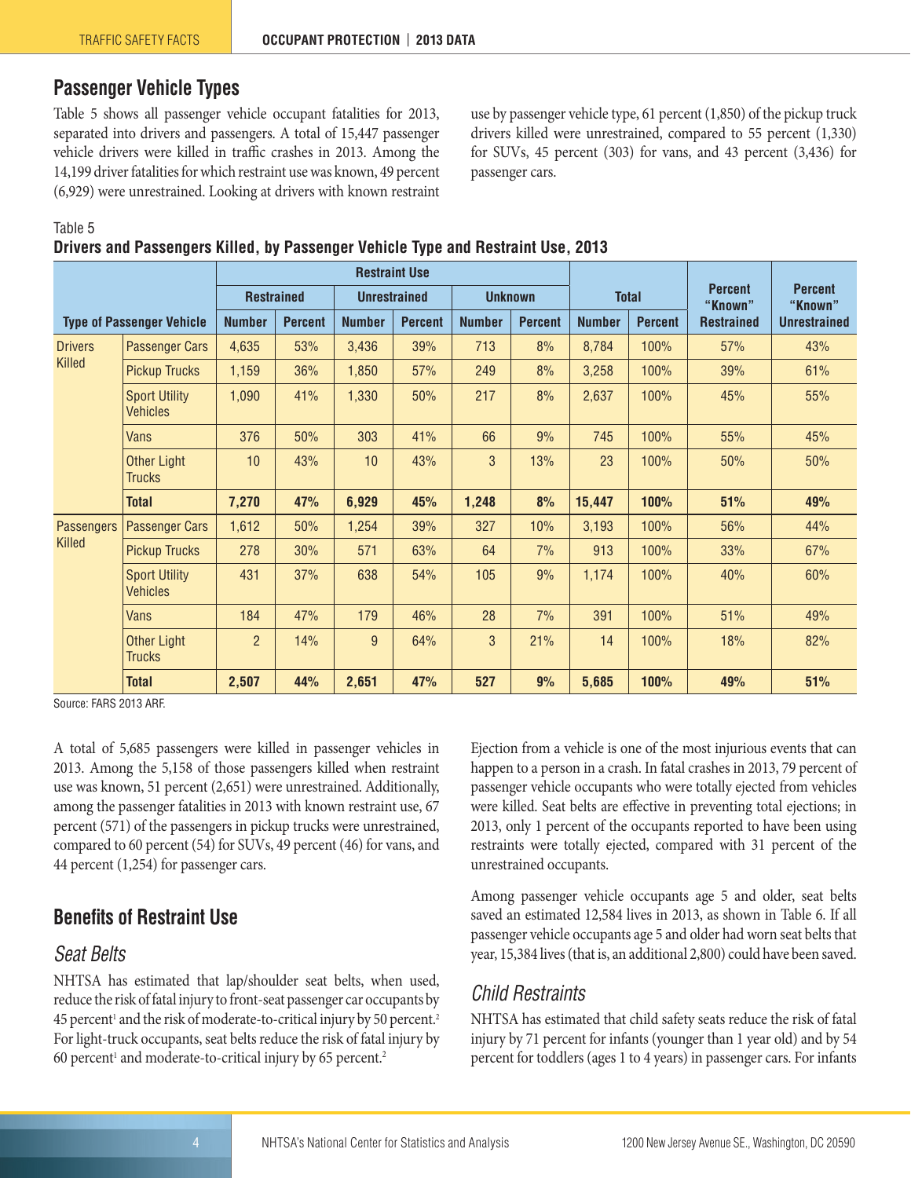## Passenger Vehicle Types

Table 5 shows all passenger vehicle occupant fatalities for 2013, separated into drivers and passengers. A total of 15,447 passenger vehicle drivers were killed in traffic crashes in 2013. Among the 14,199 driver fatalities for which restraint use was known, 49 percent (6,929) were unrestrained. Looking at drivers with known restraint use by passenger vehicle type, 61 percent (1,850) of the pickup truck drivers killed were unrestrained, compared to 55 percent (1,330) for SUVs, 45 percent (303) for vans, and 43 percent (3,436) for passenger cars.

Table 5
**Drivers and Passengers Killed, by Passenger Vehicle Type and Restraint Use, 2013**

| Type of Passenger Vehicle | | Restraint Use | | | | | | Total | | Percent "Known" Restrained | Percent "Known" Unrestrained |
|---|---|---|---|---|---|---|---|---|---|---|---|
| | | Restrained | | Unrestrained | | Unknown | | | | | |
| | | Number | Percent | Number | Percent | Number | Percent | Number | Percent | | |
| Drivers Killed | Passenger Cars | 4,635 | 53% | 3,436 | 39% | 713 | 8% | 8,784 | 100% | 57% | 43% |
| | Pickup Trucks | 1,159 | 36% | 1,850 | 57% | 249 | 8% | 3,258 | 100% | 39% | 61% |
| | Sport Utility Vehicles | 1,090 | 41% | 1,330 | 50% | 217 | 8% | 2,637 | 100% | 45% | 55% |
| | Vans | 376 | 50% | 303 | 41% | 66 | 9% | 745 | 100% | 55% | 45% |
| | Other Light Trucks | 10 | 43% | 10 | 43% | 3 | 13% | 23 | 100% | 50% | 50% |
| | **Total** | **7,270** | **47%** | **6,929** | **45%** | **1,248** | **8%** | **15,447** | **100%** | **51%** | **49%** |
| Passengers Killed | Passenger Cars | 1,612 | 50% | 1,254 | 39% | 327 | 10% | 3,193 | 100% | 56% | 44% |
| | Pickup Trucks | 278 | 30% | 571 | 63% | 64 | 7% | 913 | 100% | 33% | 67% |
| | Sport Utility Vehicles | 431 | 37% | 638 | 54% | 105 | 9% | 1,174 | 100% | 40% | 60% |
| | Vans | 184 | 47% | 179 | 46% | 28 | 7% | 391 | 100% | 51% | 49% |
| | Other Light Trucks | 2 | 14% | 9 | 64% | 3 | 21% | 14 | 100% | 18% | 82% |
| | **Total** | **2,507** | **44%** | **2,651** | **47%** | **527** | **9%** | **5,685** | **100%** | **49%** | **51%** |

Source: FARS 2013 ARF.

A total of 5,685 passengers were killed in passenger vehicles in 2013. Among the 5,158 of those passengers killed when restraint use was known, 51 percent (2,651) were unrestrained. Additionally, among the passenger fatalities in 2013 with known restraint use, 67 percent (571) of the passengers in pickup trucks were unrestrained, compared to 60 percent (54) for SUVs, 49 percent (46) for vans, and 44 percent (1,254) for passenger cars.

## Benefits of Restraint Use

### *Seat Belts*

NHTSA has estimated that lap/shoulder seat belts, when used, reduce the risk of fatal injury to front-seat passenger car occupants by 45 percent[1] and the risk of moderate-to-critical injury by 50 percent.[2] For light-truck occupants, seat belts reduce the risk of fatal injury by 60 percent[1] and moderate-to-critical injury by 65 percent.[2]

Ejection from a vehicle is one of the most injurious events that can happen to a person in a crash. In fatal crashes in 2013, 79 percent of passenger vehicle occupants who were totally ejected from vehicles were killed. Seat belts are effective in preventing total ejections; in 2013, only 1 percent of the occupants reported to have been using restraints were totally ejected, compared with 31 percent of the unrestrained occupants.

Among passenger vehicle occupants age 5 and older, seat belts saved an estimated 12,584 lives in 2013, as shown in Table 6. If all passenger vehicle occupants age 5 and older had worn seat belts that year, 15,384 lives (that is, an additional 2,800) could have been saved.

### *Child Restraints*

NHTSA has estimated that child safety seats reduce the risk of fatal injury by 71 percent for infants (younger than 1 year old) and by 54 percent for toddlers (ages 1 to 4 years) in passenger cars. For infants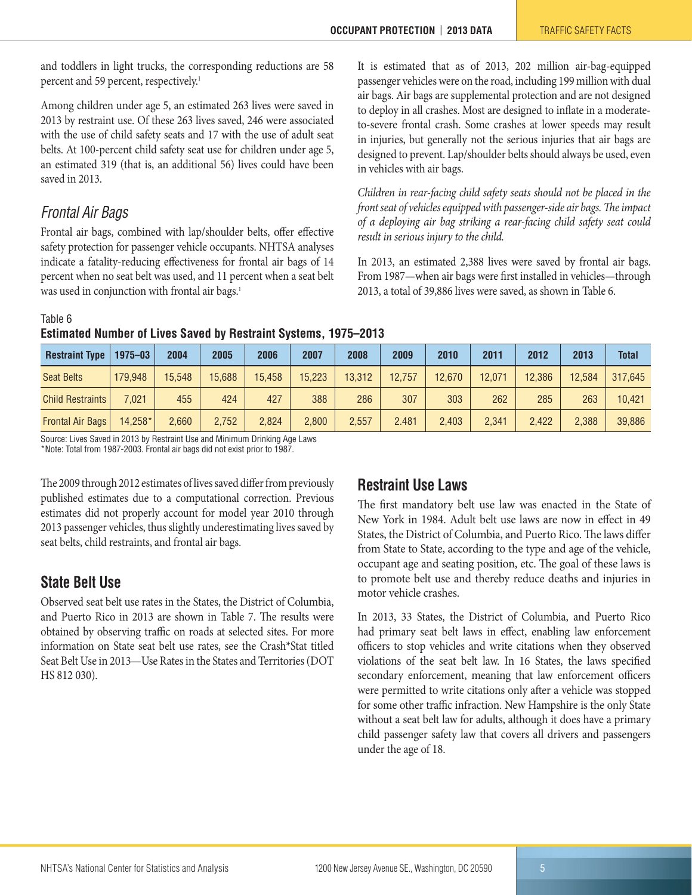and toddlers in light trucks, the corresponding reductions are 58 percent and 59 percent, respectively.[1]

Among children under age 5, an estimated 263 lives were saved in 2013 by restraint use. Of these 263 lives saved, 246 were associated with the use of child safety seats and 17 with the use of adult seat belts. At 100-percent child safety seat use for children under age 5, an estimated 319 (that is, an additional 56) lives could have been saved in 2013.

### *Frontal Air Bags*

Frontal air bags, combined with lap/shoulder belts, offer effective safety protection for passenger vehicle occupants. NHTSA analyses indicate a fatality-reducing effectiveness for frontal air bags of 14 percent when no seat belt was used, and 11 percent when a seat belt was used in conjunction with frontal air bags.[1]

It is estimated that as of 2013, 202 million air-bag-equipped passenger vehicles were on the road, including 199 million with dual air bags. Air bags are supplemental protection and are not designed to deploy in all crashes. Most are designed to inflate in a moderate-to-severe frontal crash. Some crashes at lower speeds may result in injuries, but generally not the serious injuries that air bags are designed to prevent. Lap/shoulder belts should always be used, even in vehicles with air bags.

*Children in rear-facing child safety seats should not be placed in the front seat of vehicles equipped with passenger-side air bags. The impact of a deploying air bag striking a rear-facing child safety seat could result in serious injury to the child.*

In 2013, an estimated 2,388 lives were saved by frontal air bags. From 1987—when air bags were first installed in vehicles—through 2013, a total of 39,886 lives were saved, as shown in Table 6.

Table 6

**Estimated Number of Lives Saved by Restraint Systems, 1975–2013**

| Restraint Type | 1975–03 | 2004 | 2005 | 2006 | 2007 | 2008 | 2009 | 2010 | 2011 | 2012 | 2013 | Total |
|---|---|---|---|---|---|---|---|---|---|---|---|---|
| Seat Belts | 179,948 | 15,548 | 15,688 | 15,458 | 15,223 | 13,312 | 12,757 | 12,670 | 12,071 | 12,386 | 12,584 | 317,645 |
| Child Restraints | 7,021 | 455 | 424 | 427 | 388 | 286 | 307 | 303 | 262 | 285 | 263 | 10,421 |
| Frontal Air Bags | 14,258* | 2,660 | 2,752 | 2,824 | 2,800 | 2,557 | 2.481 | 2,403 | 2,341 | 2,422 | 2,388 | 39,886 |

Source: Lives Saved in 2013 by Restraint Use and Minimum Drinking Age Laws
*Note: Total from 1987-2003. Frontal air bags did not exist prior to 1987.

The 2009 through 2012 estimates of lives saved differ from previously published estimates due to a computational correction. Previous estimates did not properly account for model year 2010 through 2013 passenger vehicles, thus slightly underestimating lives saved by seat belts, child restraints, and frontal air bags.

## State Belt Use

Observed seat belt use rates in the States, the District of Columbia, and Puerto Rico in 2013 are shown in Table 7. The results were obtained by observing traffic on roads at selected sites. For more information on State seat belt use rates, see the Crash*Stat titled Seat Belt Use in 2013—Use Rates in the States and Territories (DOT HS 812 030).

## Restraint Use Laws

The first mandatory belt use law was enacted in the State of New York in 1984. Adult belt use laws are now in effect in 49 States, the District of Columbia, and Puerto Rico. The laws differ from State to State, according to the type and age of the vehicle, occupant age and seating position, etc. The goal of these laws is to promote belt use and thereby reduce deaths and injuries in motor vehicle crashes.

In 2013, 33 States, the District of Columbia, and Puerto Rico had primary seat belt laws in effect, enabling law enforcement officers to stop vehicles and write citations when they observed violations of the seat belt law. In 16 States, the laws specified secondary enforcement, meaning that law enforcement officers were permitted to write citations only after a vehicle was stopped for some other traffic infraction. New Hampshire is the only State without a seat belt law for adults, although it does have a primary child passenger safety law that covers all drivers and passengers under the age of 18.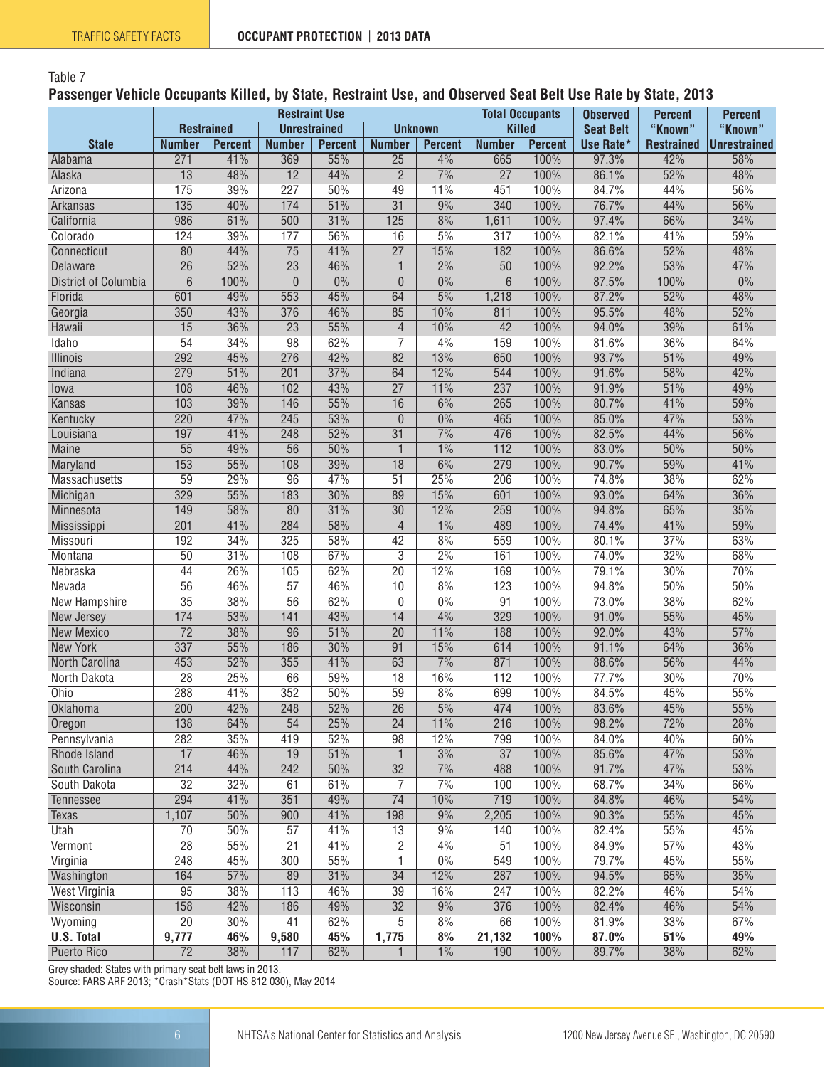Table 7

**Passenger Vehicle Occupants Killed, by State, Restraint Use, and Observed Seat Belt Use Rate by State, 2013**

| | Restraint Use | | | | | | Total Occupants Killed | | Observed Seat Belt Use Rate* | Percent "Known" Restrained | Percent "Known" Unrestrained |
|---|---|---|---|---|---|---|---|---|---|---|---|
| | Restrained | | Unrestrained | | Unknown | | | | | | |
| **State** | **Number** | **Percent** | **Number** | **Percent** | **Number** | **Percent** | **Number** | **Percent** | | | |
| Alabama | 271 | 41% | 369 | 55% | 25 | 4% | 665 | 100% | 97.3% | 42% | 58% |
| Alaska | 13 | 48% | 12 | 44% | 2 | 7% | 27 | 100% | 86.1% | 52% | 48% |
| Arizona | 175 | 39% | 227 | 50% | 49 | 11% | 451 | 100% | 84.7% | 44% | 56% |
| Arkansas | 135 | 40% | 174 | 51% | 31 | 9% | 340 | 100% | 76.7% | 44% | 56% |
| California | 986 | 61% | 500 | 31% | 125 | 8% | 1,611 | 100% | 97.4% | 66% | 34% |
| Colorado | 124 | 39% | 177 | 56% | 16 | 5% | 317 | 100% | 82.1% | 41% | 59% |
| Connecticut | 80 | 44% | 75 | 41% | 27 | 15% | 182 | 100% | 86.6% | 52% | 48% |
| Delaware | 26 | 52% | 23 | 46% | 1 | 2% | 50 | 100% | 92.2% | 53% | 47% |
| District of Columbia | 6 | 100% | 0 | 0% | 0 | 0% | 6 | 100% | 87.5% | 100% | 0% |
| Florida | 601 | 49% | 553 | 45% | 64 | 5% | 1,218 | 100% | 87.2% | 52% | 48% |
| Georgia | 350 | 43% | 376 | 46% | 85 | 10% | 811 | 100% | 95.5% | 48% | 52% |
| Hawaii | 15 | 36% | 23 | 55% | 4 | 10% | 42 | 100% | 94.0% | 39% | 61% |
| Idaho | 54 | 34% | 98 | 62% | 7 | 4% | 159 | 100% | 81.6% | 36% | 64% |
| Illinois | 292 | 45% | 276 | 42% | 82 | 13% | 650 | 100% | 93.7% | 51% | 49% |
| Indiana | 279 | 51% | 201 | 37% | 64 | 12% | 544 | 100% | 91.6% | 58% | 42% |
| Iowa | 108 | 46% | 102 | 43% | 27 | 11% | 237 | 100% | 91.9% | 51% | 49% |
| Kansas | 103 | 39% | 146 | 55% | 16 | 6% | 265 | 100% | 80.7% | 41% | 59% |
| Kentucky | 220 | 47% | 245 | 53% | 0 | 0% | 465 | 100% | 85.0% | 47% | 53% |
| Louisiana | 197 | 41% | 248 | 52% | 31 | 7% | 476 | 100% | 82.5% | 44% | 56% |
| Maine | 55 | 49% | 56 | 50% | 1 | 1% | 112 | 100% | 83.0% | 50% | 50% |
| Maryland | 153 | 55% | 108 | 39% | 18 | 6% | 279 | 100% | 90.7% | 59% | 41% |
| Massachusetts | 59 | 29% | 96 | 47% | 51 | 25% | 206 | 100% | 74.8% | 38% | 62% |
| Michigan | 329 | 55% | 183 | 30% | 89 | 15% | 601 | 100% | 93.0% | 64% | 36% |
| Minnesota | 149 | 58% | 80 | 31% | 30 | 12% | 259 | 100% | 94.8% | 65% | 35% |
| Mississippi | 201 | 41% | 284 | 58% | 4 | 1% | 489 | 100% | 74.4% | 41% | 59% |
| Missouri | 192 | 34% | 325 | 58% | 42 | 8% | 559 | 100% | 80.1% | 37% | 63% |
| Montana | 50 | 31% | 108 | 67% | 3 | 2% | 161 | 100% | 74.0% | 32% | 68% |
| Nebraska | 44 | 26% | 105 | 62% | 20 | 12% | 169 | 100% | 79.1% | 30% | 70% |
| Nevada | 56 | 46% | 57 | 46% | 10 | 8% | 123 | 100% | 94.8% | 50% | 50% |
| New Hampshire | 35 | 38% | 56 | 62% | 0 | 0% | 91 | 100% | 73.0% | 38% | 62% |
| New Jersey | 174 | 53% | 141 | 43% | 14 | 4% | 329 | 100% | 91.0% | 55% | 45% |
| New Mexico | 72 | 38% | 96 | 51% | 20 | 11% | 188 | 100% | 92.0% | 43% | 57% |
| New York | 337 | 55% | 186 | 30% | 91 | 15% | 614 | 100% | 91.1% | 64% | 36% |
| North Carolina | 453 | 52% | 355 | 41% | 63 | 7% | 871 | 100% | 88.6% | 56% | 44% |
| North Dakota | 28 | 25% | 66 | 59% | 18 | 16% | 112 | 100% | 77.7% | 30% | 70% |
| Ohio | 288 | 41% | 352 | 50% | 59 | 8% | 699 | 100% | 84.5% | 45% | 55% |
| Oklahoma | 200 | 42% | 248 | 52% | 26 | 5% | 474 | 100% | 83.6% | 45% | 55% |
| Oregon | 138 | 64% | 54 | 25% | 24 | 11% | 216 | 100% | 98.2% | 72% | 28% |
| Pennsylvania | 282 | 35% | 419 | 52% | 98 | 12% | 799 | 100% | 84.0% | 40% | 60% |
| Rhode Island | 17 | 46% | 19 | 51% | 1 | 3% | 37 | 100% | 85.6% | 47% | 53% |
| South Carolina | 214 | 44% | 242 | 50% | 32 | 7% | 488 | 100% | 91.7% | 47% | 53% |
| South Dakota | 32 | 32% | 61 | 61% | 7 | 7% | 100 | 100% | 68.7% | 34% | 66% |
| Tennessee | 294 | 41% | 351 | 49% | 74 | 10% | 719 | 100% | 84.8% | 46% | 54% |
| Texas | 1,107 | 50% | 900 | 41% | 198 | 9% | 2,205 | 100% | 90.3% | 55% | 45% |
| Utah | 70 | 50% | 57 | 41% | 13 | 9% | 140 | 100% | 82.4% | 55% | 45% |
| Vermont | 28 | 55% | 21 | 41% | 2 | 4% | 51 | 100% | 84.9% | 57% | 43% |
| Virginia | 248 | 45% | 300 | 55% | 1 | 0% | 549 | 100% | 79.7% | 45% | 55% |
| Washington | 164 | 57% | 89 | 31% | 34 | 12% | 287 | 100% | 94.5% | 65% | 35% |
| West Virginia | 95 | 38% | 113 | 46% | 39 | 16% | 247 | 100% | 82.2% | 46% | 54% |
| Wisconsin | 158 | 42% | 186 | 49% | 32 | 9% | 376 | 100% | 82.4% | 46% | 54% |
| Wyoming | 20 | 30% | 41 | 62% | 5 | 8% | 66 | 100% | 81.9% | 33% | 67% |
| **U.S. Total** | **9,777** | **46%** | **9,580** | **45%** | **1,775** | **8%** | **21,132** | **100%** | **87.0%** | **51%** | **49%** |
| Puerto Rico | 72 | 38% | 117 | 62% | 1 | 1% | 190 | 100% | 89.7% | 38% | 62% |

Grey shaded: States with primary seat belt laws in 2013.
Source: FARS ARF 2013; *Crash*Stats (DOT HS 812 030), May 2014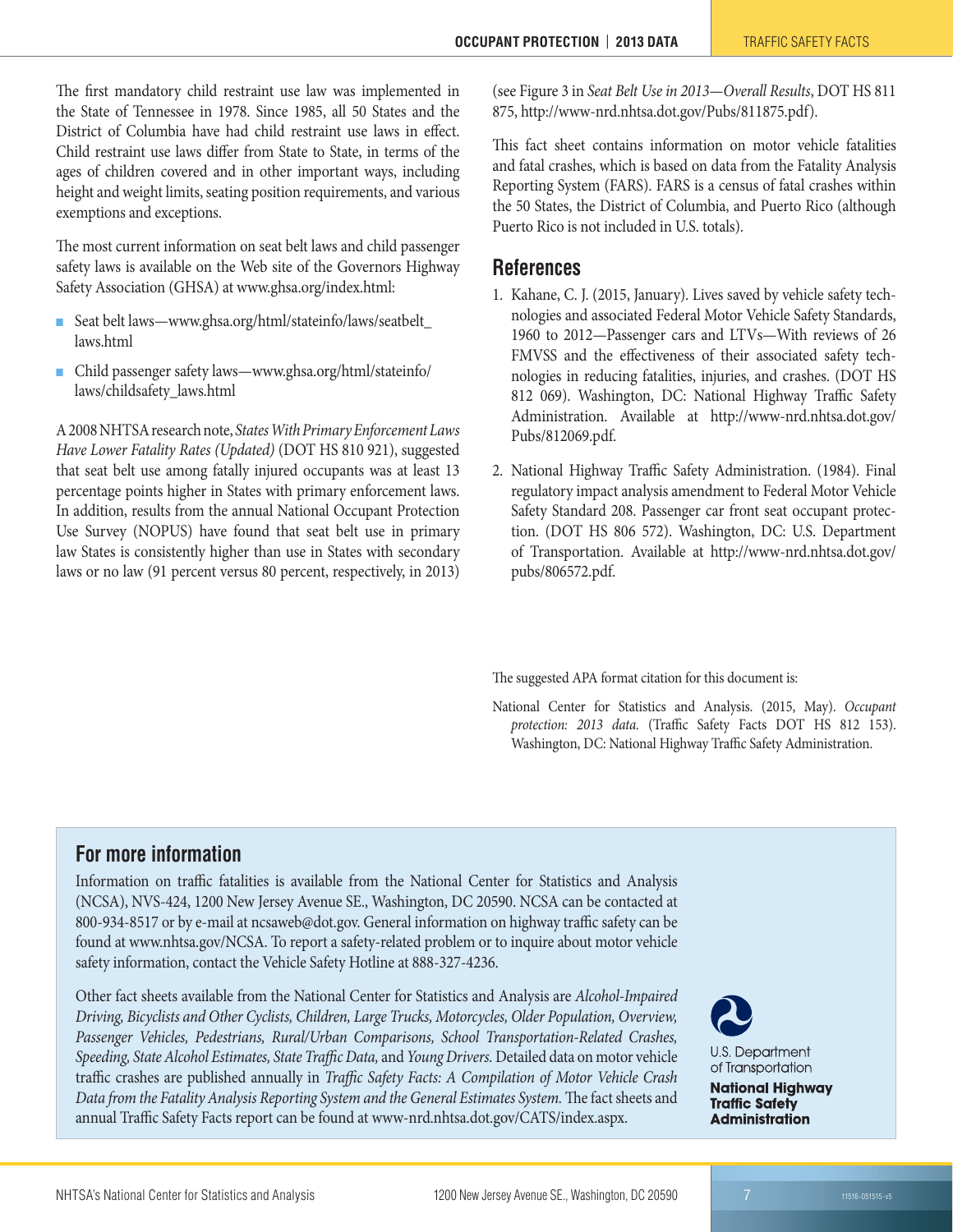The first mandatory child restraint use law was implemented in the State of Tennessee in 1978. Since 1985, all 50 States and the District of Columbia have had child restraint use laws in effect. Child restraint use laws differ from State to State, in terms of the ages of children covered and in other important ways, including height and weight limits, seating position requirements, and various exemptions and exceptions.

The most current information on seat belt laws and child passenger safety laws is available on the Web site of the Governors Highway Safety Association (GHSA) at www.ghsa.org/index.html:

- Seat belt laws—www.ghsa.org/html/stateinfo/laws/seatbelt_laws.html
- Child passenger safety laws—www.ghsa.org/html/stateinfo/laws/childsafety_laws.html

A 2008 NHTSA research note, *States With Primary Enforcement Laws Have Lower Fatality Rates (Updated)* (DOT HS 810 921), suggested that seat belt use among fatally injured occupants was at least 13 percentage points higher in States with primary enforcement laws. In addition, results from the annual National Occupant Protection Use Survey (NOPUS) have found that seat belt use in primary law States is consistently higher than use in States with secondary laws or no law (91 percent versus 80 percent, respectively, in 2013) (see Figure 3 in *Seat Belt Use in 2013—Overall Results*, DOT HS 811 875, http://www-nrd.nhtsa.dot.gov/Pubs/811875.pdf).

This fact sheet contains information on motor vehicle fatalities and fatal crashes, which is based on data from the Fatality Analysis Reporting System (FARS). FARS is a census of fatal crashes within the 50 States, the District of Columbia, and Puerto Rico (although Puerto Rico is not included in U.S. totals).

## References

1. Kahane, C. J. (2015, January). Lives saved by vehicle safety technologies and associated Federal Motor Vehicle Safety Standards, 1960 to 2012—Passenger cars and LTVs—With reviews of 26 FMVSS and the effectiveness of their associated safety technologies in reducing fatalities, injuries, and crashes. (DOT HS 812 069). Washington, DC: National Highway Traffic Safety Administration. Available at http://www-nrd.nhtsa.dot.gov/Pubs/812069.pdf.

2. National Highway Traffic Safety Administration. (1984). Final regulatory impact analysis amendment to Federal Motor Vehicle Safety Standard 208. Passenger car front seat occupant protection. (DOT HS 806 572). Washington, DC: U.S. Department of Transportation. Available at http://www-nrd.nhtsa.dot.gov/pubs/806572.pdf.

The suggested APA format citation for this document is:

National Center for Statistics and Analysis. (2015, May). *Occupant protection: 2013 data.* (Traffic Safety Facts DOT HS 812 153). Washington, DC: National Highway Traffic Safety Administration.

## For more information

Information on traffic fatalities is available from the National Center for Statistics and Analysis (NCSA), NVS-424, 1200 New Jersey Avenue SE., Washington, DC 20590. NCSA can be contacted at 800-934-8517 or by e-mail at ncsaweb@dot.gov. General information on highway traffic safety can be found at www.nhtsa.gov/NCSA. To report a safety-related problem or to inquire about motor vehicle safety information, contact the Vehicle Safety Hotline at 888-327-4236.

Other fact sheets available from the National Center for Statistics and Analysis are *Alcohol-Impaired Driving, Bicyclists and Other Cyclists, Children, Large Trucks, Motorcycles, Older Population, Overview, Passenger Vehicles, Pedestrians, Rural/Urban Comparisons, School Transportation-Related Crashes, Speeding, State Alcohol Estimates, State Traffic Data,* and *Young Drivers.* Detailed data on motor vehicle traffic crashes are published annually in *Traffic Safety Facts: A Compilation of Motor Vehicle Crash Data from the Fatality Analysis Reporting System and the General Estimates System.* The fact sheets and annual Traffic Safety Facts report can be found at www-nrd.nhtsa.dot.gov/CATS/index.aspx.

U.S. Department of Transportation
**National Highway Traffic Safety Administration**